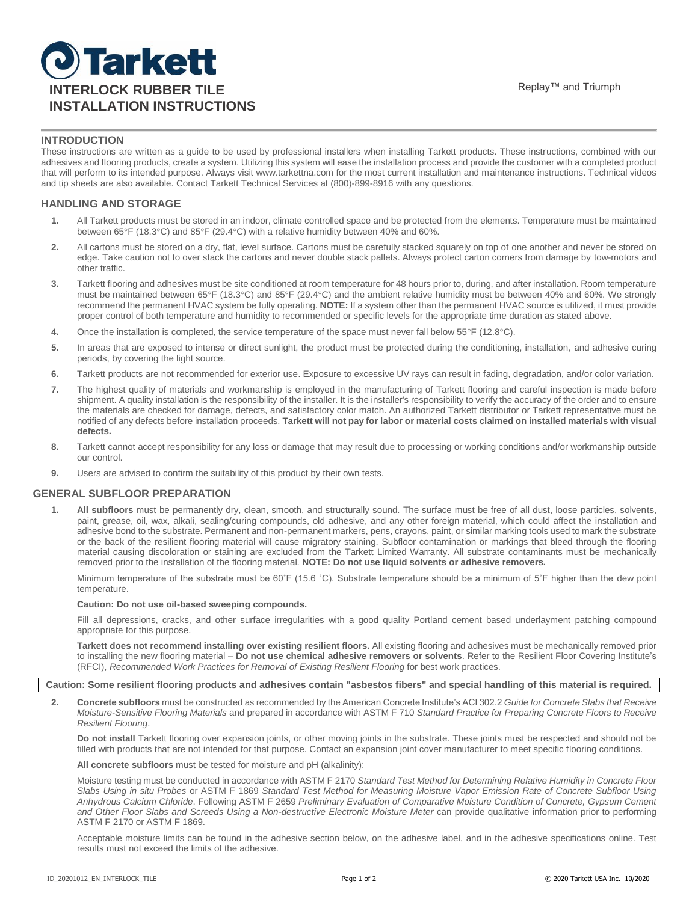# Tarkett

## INTERLOCK RUBBER TILE INSTALLATION INSTRUCTIONS

Replay™ and Triumph

## INTRODUCTION

These instructions are written as a guide to be used by professional installers when installing Tarkett products. These instructions, combined with our adhesives and flooring products, create a system. Utilizing this system will ease the installation process and provide the customer with a completed product that will perform to its intended purpose. Always visit www.tarkettna.com for the most current installation and maintenance instructions. Technical videos and tip sheets are also available. Contact Tarkett Technical Services at (800)-899-8916 with any questions.

## HANDLING AND STORAGE

1. All Tarkett products must be stored in an indoor, climate controlled space and be protected from the elements. Temperature must be maintained between 65°F (18.3°C) and 85°F (29.4°C) with a relative humidity between 40% and 60%.
2. All cartons must be stored on a dry, flat, level surface. Cartons must be carefully stacked squarely on top of one another and never be stored on edge. Take caution not to over stack the cartons and never double stack pallets. Always protect carton corners from damage by tow-motors and other traffic.
3. Tarkett flooring and adhesives must be site conditioned at room temperature for 48 hours prior to, during, and after installation. Room temperature must be maintained between 65°F (18.3°C) and 85°F (29.4°C) and the ambient relative humidity must be between 40% and 60%. We strongly recommend the permanent HVAC system be fully operating. **NOTE:** If a system other than the permanent HVAC source is utilized, it must provide proper control of both temperature and humidity to recommended or specific levels for the appropriate time duration as stated above.
4. Once the installation is completed, the service temperature of the space must never fall below 55°F (12.8°C).
5. In areas that are exposed to intense or direct sunlight, the product must be protected during the conditioning, installation, and adhesive curing periods, by covering the light source.
6. Tarkett products are not recommended for exterior use. Exposure to excessive UV rays can result in fading, degradation, and/or color variation.
7. The highest quality of materials and workmanship is employed in the manufacturing of Tarkett flooring and careful inspection is made before shipment. A quality installation is the responsibility of the installer. It is the installer's responsibility to verify the accuracy of the order and to ensure the materials are checked for damage, defects, and satisfactory color match. An authorized Tarkett distributor or Tarkett representative must be notified of any defects before installation proceeds. **Tarkett will not pay for labor or material costs claimed on installed materials with visual defects.**
8. Tarkett cannot accept responsibility for any loss or damage that may result due to processing or working conditions and/or workmanship outside our control.
9. Users are advised to confirm the suitability of this product by their own tests.

## GENERAL SUBFLOOR PREPARATION

1. **All subfloors** must be permanently dry, clean, smooth, and structurally sound. The surface must be free of all dust, loose particles, solvents, paint, grease, oil, wax, alkali, sealing/curing compounds, old adhesive, and any other foreign material, which could affect the installation and adhesive bond to the substrate. Permanent and non-permanent markers, pens, crayons, paint, or similar marking tools used to mark the substrate or the back of the resilient flooring material will cause migratory staining. Subfloor contamination or markings that bleed through the flooring material causing discoloration or staining are excluded from the Tarkett Limited Warranty. All substrate contaminants must be mechanically removed prior to the installation of the flooring material. **NOTE: Do not use liquid solvents or adhesive removers.**

   Minimum temperature of the substrate must be 60˚F (15.6 ˚C). Substrate temperature should be a minimum of 5˚F higher than the dew point temperature.

   **Caution: Do not use oil-based sweeping compounds.**

   Fill all depressions, cracks, and other surface irregularities with a good quality Portland cement based underlayment patching compound appropriate for this purpose.

   **Tarkett does not recommend installing over existing resilient floors.** All existing flooring and adhesives must be mechanically removed prior to installing the new flooring material – **Do not use chemical adhesive removers or solvents**. Refer to the Resilient Floor Covering Institute's (RFCI), *Recommended Work Practices for Removal of Existing Resilient Flooring* for best work practices.

**Caution: Some resilient flooring products and adhesives contain "asbestos fibers" and special handling of this material is required.**

2. **Concrete subfloors** must be constructed as recommended by the American Concrete Institute's ACI 302.2 *Guide for Concrete Slabs that Receive Moisture-Sensitive Flooring Materials* and prepared in accordance with ASTM F 710 *Standard Practice for Preparing Concrete Floors to Receive Resilient Flooring*.

   **Do not install** Tarkett flooring over expansion joints, or other moving joints in the substrate. These joints must be respected and should not be filled with products that are not intended for that purpose. Contact an expansion joint cover manufacturer to meet specific flooring conditions.

   **All concrete subfloors** must be tested for moisture and pH (alkalinity):

   Moisture testing must be conducted in accordance with ASTM F 2170 *Standard Test Method for Determining Relative Humidity in Concrete Floor Slabs Using in situ Probes* or ASTM F 1869 *Standard Test Method for Measuring Moisture Vapor Emission Rate of Concrete Subfloor Using Anhydrous Calcium Chloride*. Following ASTM F 2659 *Preliminary Evaluation of Comparative Moisture Condition of Concrete, Gypsum Cement and Other Floor Slabs and Screeds Using a Non-destructive Electronic Moisture Meter* can provide qualitative information prior to performing ASTM F 2170 or ASTM F 1869.

   Acceptable moisture limits can be found in the adhesive section below, on the adhesive label, and in the adhesive specifications online. Test results must not exceed the limits of the adhesive.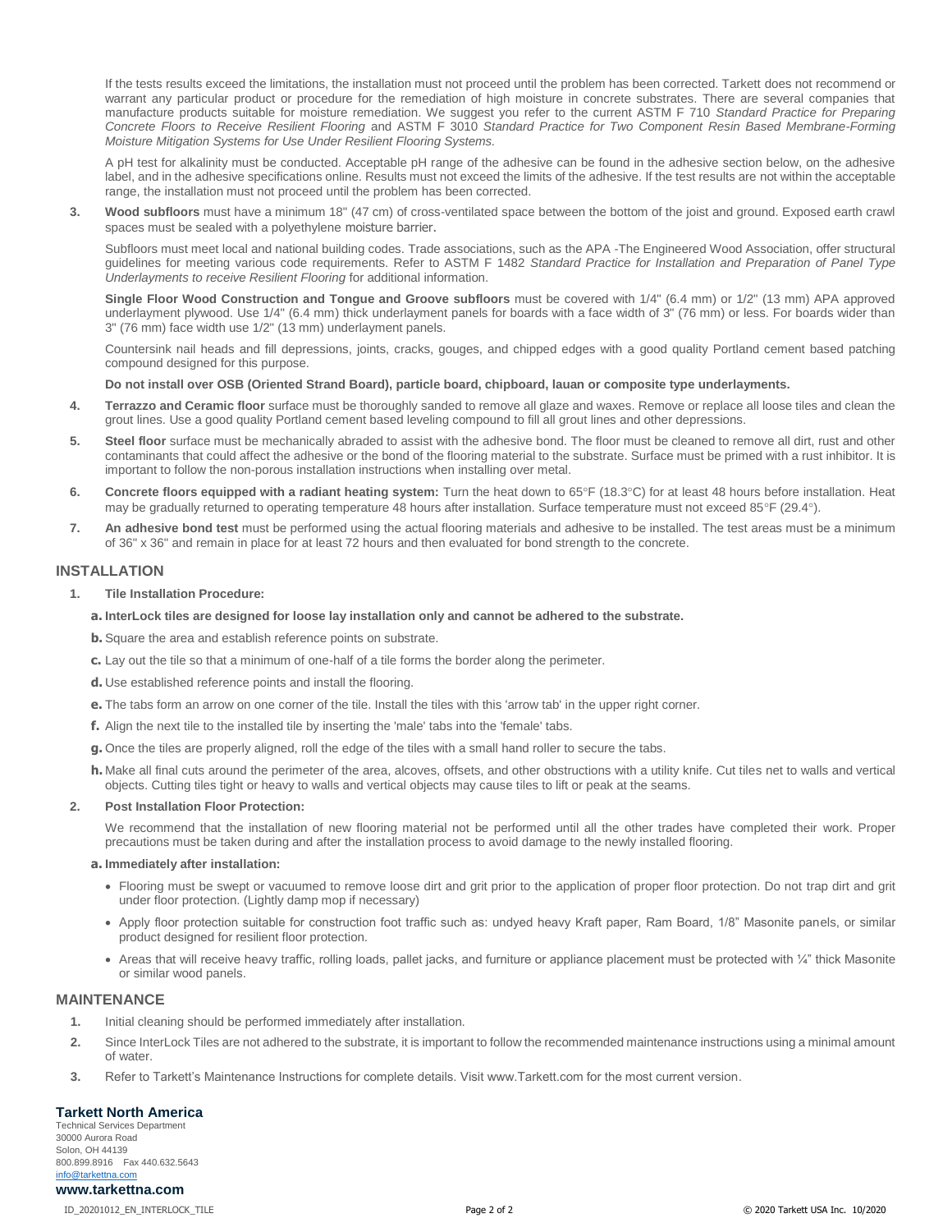If the tests results exceed the limitations, the installation must not proceed until the problem has been corrected. Tarkett does not recommend or warrant any particular product or procedure for the remediation of high moisture in concrete substrates. There are several companies that manufacture products suitable for moisture remediation. We suggest you refer to the current ASTM F 710 *Standard Practice for Preparing Concrete Floors to Receive Resilient Flooring* and ASTM F 3010 *Standard Practice for Two Component Resin Based Membrane-Forming Moisture Mitigation Systems for Use Under Resilient Flooring Systems.*

A pH test for alkalinity must be conducted. Acceptable pH range of the adhesive can be found in the adhesive section below, on the adhesive label, and in the adhesive specifications online. Results must not exceed the limits of the adhesive. If the test results are not within the acceptable range, the installation must not proceed until the problem has been corrected.

3. **Wood subfloors** must have a minimum 18" (47 cm) of cross-ventilated space between the bottom of the joist and ground. Exposed earth crawl spaces must be sealed with a polyethylene moisture barrier.

   Subfloors must meet local and national building codes. Trade associations, such as the APA -The Engineered Wood Association, offer structural guidelines for meeting various code requirements. Refer to ASTM F 1482 *Standard Practice for Installation and Preparation of Panel Type Underlayments to receive Resilient Flooring* for additional information.

   **Single Floor Wood Construction and Tongue and Groove subfloors** must be covered with 1/4" (6.4 mm) or 1/2" (13 mm) APA approved underlayment plywood. Use 1/4" (6.4 mm) thick underlayment panels for boards with a face width of 3" (76 mm) or less. For boards wider than 3" (76 mm) face width use 1/2" (13 mm) underlayment panels.

   Countersink nail heads and fill depressions, joints, cracks, gouges, and chipped edges with a good quality Portland cement based patching compound designed for this purpose.

   **Do not install over OSB (Oriented Strand Board), particle board, chipboard, lauan or composite type underlayments.**

4. **Terrazzo and Ceramic floor** surface must be thoroughly sanded to remove all glaze and waxes. Remove or replace all loose tiles and clean the grout lines. Use a good quality Portland cement based leveling compound to fill all grout lines and other depressions.
5. **Steel floor** surface must be mechanically abraded to assist with the adhesive bond. The floor must be cleaned to remove all dirt, rust and other contaminants that could affect the adhesive or the bond of the flooring material to the substrate. Surface must be primed with a rust inhibitor. It is important to follow the non-porous installation instructions when installing over metal.
6. **Concrete floors equipped with a radiant heating system:** Turn the heat down to 65°F (18.3°C) for at least 48 hours before installation. Heat may be gradually returned to operating temperature 48 hours after installation. Surface temperature must not exceed 85°F (29.4°).
7. **An adhesive bond test** must be performed using the actual flooring materials and adhesive to be installed. The test areas must be a minimum of 36" x 36" and remain in place for at least 72 hours and then evaluated for bond strength to the concrete.

## INSTALLATION

1. **Tile Installation Procedure:**

   a. **InterLock tiles are designed for loose lay installation only and cannot be adhered to the substrate.**

   b. Square the area and establish reference points on substrate.

   c. Lay out the tile so that a minimum of one-half of a tile forms the border along the perimeter.

   d. Use established reference points and install the flooring.

   e. The tabs form an arrow on one corner of the tile. Install the tiles with this 'arrow tab' in the upper right corner.

   f. Align the next tile to the installed tile by inserting the 'male' tabs into the 'female' tabs.

   g. Once the tiles are properly aligned, roll the edge of the tiles with a small hand roller to secure the tabs.

   h. Make all final cuts around the perimeter of the area, alcoves, offsets, and other obstructions with a utility knife. Cut tiles net to walls and vertical objects. Cutting tiles tight or heavy to walls and vertical objects may cause tiles to lift or peak at the seams.

2. **Post Installation Floor Protection:**

   We recommend that the installation of new flooring material not be performed until all the other trades have completed their work. Proper precautions must be taken during and after the installation process to avoid damage to the newly installed flooring.

   a. **Immediately after installation:**

   - Flooring must be swept or vacuumed to remove loose dirt and grit prior to the application of proper floor protection. Do not trap dirt and grit under floor protection. (Lightly damp mop if necessary)
   - Apply floor protection suitable for construction foot traffic such as: undyed heavy Kraft paper, Ram Board, 1/8" Masonite panels, or similar product designed for resilient floor protection.
   - Areas that will receive heavy traffic, rolling loads, pallet jacks, and furniture or appliance placement must be protected with ¼" thick Masonite or similar wood panels.

## MAINTENANCE

1. Initial cleaning should be performed immediately after installation.
2. Since InterLock Tiles are not adhered to the substrate, it is important to follow the recommended maintenance instructions using a minimal amount of water.
3. Refer to Tarkett's Maintenance Instructions for complete details. Visit www.Tarkett.com for the most current version.

**Tarkett North America**
Technical Services Department
30000 Aurora Road
Solon, OH 44139
800.899.8916 Fax 440.632.5643
info@tarkettna.com

**www.tarkettna.com**

ID_20201012_EN_INTERLOCK_TILE

© 2020 Tarkett USA Inc. 10/2020